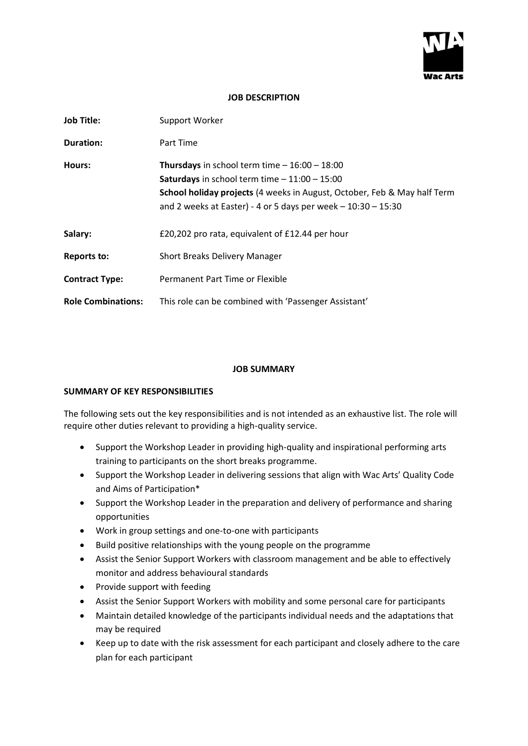# JOB DESCRIPTION

| | |
|---|---|
| **Job Title:** | Support Worker |
| **Duration:** | Part Time |
| **Hours:** | **Thursdays** in school term time – 16:00 – 18:00<br>**Saturdays** in school term time – 11:00 – 15:00<br>**School holiday projects** (4 weeks in August, October, Feb & May half Term and 2 weeks at Easter) - 4 or 5 days per week – 10:30 – 15:30 |
| **Salary:** | £20,202 pro rata, equivalent of £12.44 per hour |
| **Reports to:** | Short Breaks Delivery Manager |
| **Contract Type:** | Permanent Part Time or Flexible |
| **Role Combinations:** | This role can be combined with 'Passenger Assistant' |

## JOB SUMMARY

### SUMMARY OF KEY RESPONSIBILITIES

The following sets out the key responsibilities and is not intended as an exhaustive list. The role will require other duties relevant to providing a high-quality service.

- Support the Workshop Leader in providing high-quality and inspirational performing arts training to participants on the short breaks programme.
- Support the Workshop Leader in delivering sessions that align with Wac Arts' Quality Code and Aims of Participation*
- Support the Workshop Leader in the preparation and delivery of performance and sharing opportunities
- Work in group settings and one-to-one with participants
- Build positive relationships with the young people on the programme
- Assist the Senior Support Workers with classroom management and be able to effectively monitor and address behavioural standards
- Provide support with feeding
- Assist the Senior Support Workers with mobility and some personal care for participants
- Maintain detailed knowledge of the participants individual needs and the adaptations that may be required
- Keep up to date with the risk assessment for each participant and closely adhere to the care plan for each participant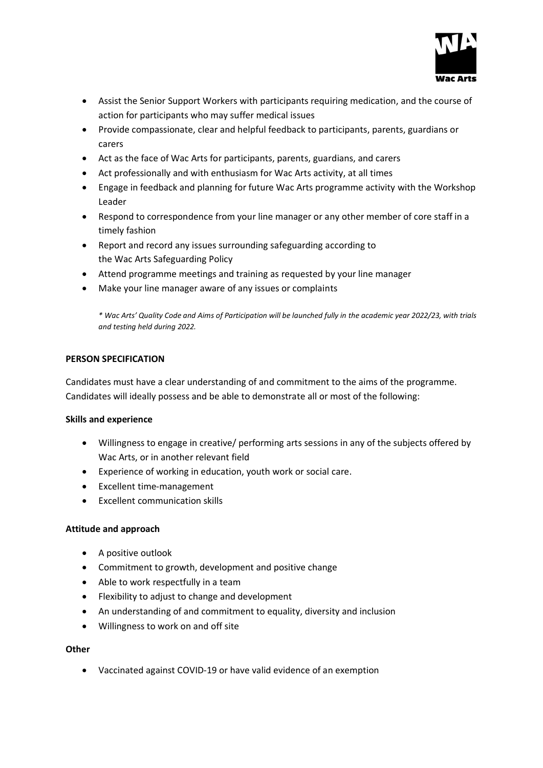- Assist the Senior Support Workers with participants requiring medication, and the course of action for participants who may suffer medical issues
- Provide compassionate, clear and helpful feedback to participants, parents, guardians or carers
- Act as the face of Wac Arts for participants, parents, guardians, and carers
- Act professionally and with enthusiasm for Wac Arts activity, at all times
- Engage in feedback and planning for future Wac Arts programme activity with the Workshop Leader
- Respond to correspondence from your line manager or any other member of core staff in a timely fashion
- Report and record any issues surrounding safeguarding according to the Wac Arts Safeguarding Policy
- Attend programme meetings and training as requested by your line manager
- Make your line manager aware of any issues or complaints

*\* Wac Arts' Quality Code and Aims of Participation will be launched fully in the academic year 2022/23, with trials and testing held during 2022.*

**PERSON SPECIFICATION**

Candidates must have a clear understanding of and commitment to the aims of the programme. Candidates will ideally possess and be able to demonstrate all or most of the following:

**Skills and experience**

- Willingness to engage in creative/ performing arts sessions in any of the subjects offered by Wac Arts, or in another relevant field
- Experience of working in education, youth work or social care.
- Excellent time-management
- Excellent communication skills

**Attitude and approach**

- A positive outlook
- Commitment to growth, development and positive change
- Able to work respectfully in a team
- Flexibility to adjust to change and development
- An understanding of and commitment to equality, diversity and inclusion
- Willingness to work on and off site

**Other**

- Vaccinated against COVID-19 or have valid evidence of an exemption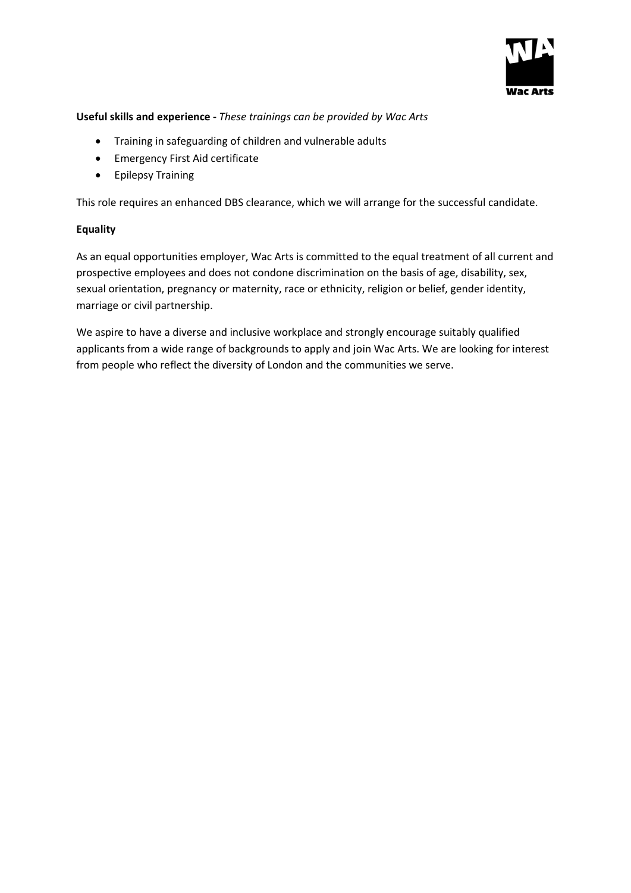**Useful skills and experience -** *These trainings can be provided by Wac Arts*

- Training in safeguarding of children and vulnerable adults
- Emergency First Aid certificate
- Epilepsy Training

This role requires an enhanced DBS clearance, which we will arrange for the successful candidate.

**Equality**

As an equal opportunities employer, Wac Arts is committed to the equal treatment of all current and prospective employees and does not condone discrimination on the basis of age, disability, sex, sexual orientation, pregnancy or maternity, race or ethnicity, religion or belief, gender identity, marriage or civil partnership.

We aspire to have a diverse and inclusive workplace and strongly encourage suitably qualified applicants from a wide range of backgrounds to apply and join Wac Arts. We are looking for interest from people who reflect the diversity of London and the communities we serve.